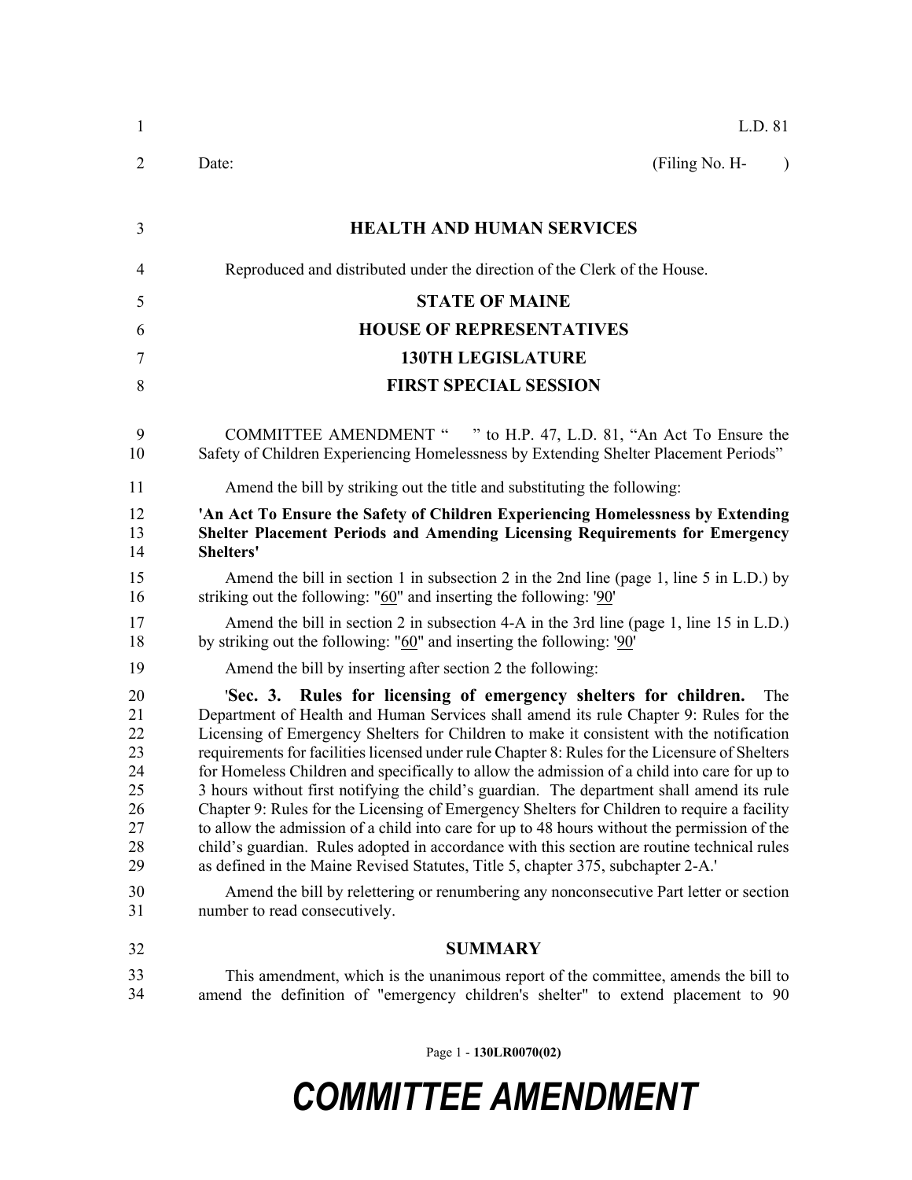L.D. 81

Date: (Filing No. H- )

## HEALTH AND HUMAN SERVICES

Reproduced and distributed under the direction of the Clerk of the House.

## STATE OF MAINE
## HOUSE OF REPRESENTATIVES
## 130TH LEGISLATURE
## FIRST SPECIAL SESSION

COMMITTEE AMENDMENT " " to H.P. 47, L.D. 81, "An Act To Ensure the Safety of Children Experiencing Homelessness by Extending Shelter Placement Periods"

Amend the bill by striking out the title and substituting the following:

**'An Act To Ensure the Safety of Children Experiencing Homelessness by Extending Shelter Placement Periods and Amending Licensing Requirements for Emergency Shelters'**

Amend the bill in section 1 in subsection 2 in the 2nd line (page 1, line 5 in L.D.) by striking out the following: "60" and inserting the following: '90'

Amend the bill in section 2 in subsection 4-A in the 3rd line (page 1, line 15 in L.D.) by striking out the following: "60" and inserting the following: '90'

Amend the bill by inserting after section 2 the following:

'**Sec. 3. Rules for licensing of emergency shelters for children.** The Department of Health and Human Services shall amend its rule Chapter 9: Rules for the Licensing of Emergency Shelters for Children to make it consistent with the notification requirements for facilities licensed under rule Chapter 8: Rules for the Licensure of Shelters for Homeless Children and specifically to allow the admission of a child into care for up to 3 hours without first notifying the child's guardian. The department shall amend its rule Chapter 9: Rules for the Licensing of Emergency Shelters for Children to require a facility to allow the admission of a child into care for up to 48 hours without the permission of the child's guardian. Rules adopted in accordance with this section are routine technical rules as defined in the Maine Revised Statutes, Title 5, chapter 375, subchapter 2-A.'

Amend the bill by relettering or renumbering any nonconsecutive Part letter or section number to read consecutively.

## SUMMARY

This amendment, which is the unanimous report of the committee, amends the bill to amend the definition of "emergency children's shelter" to extend placement to 90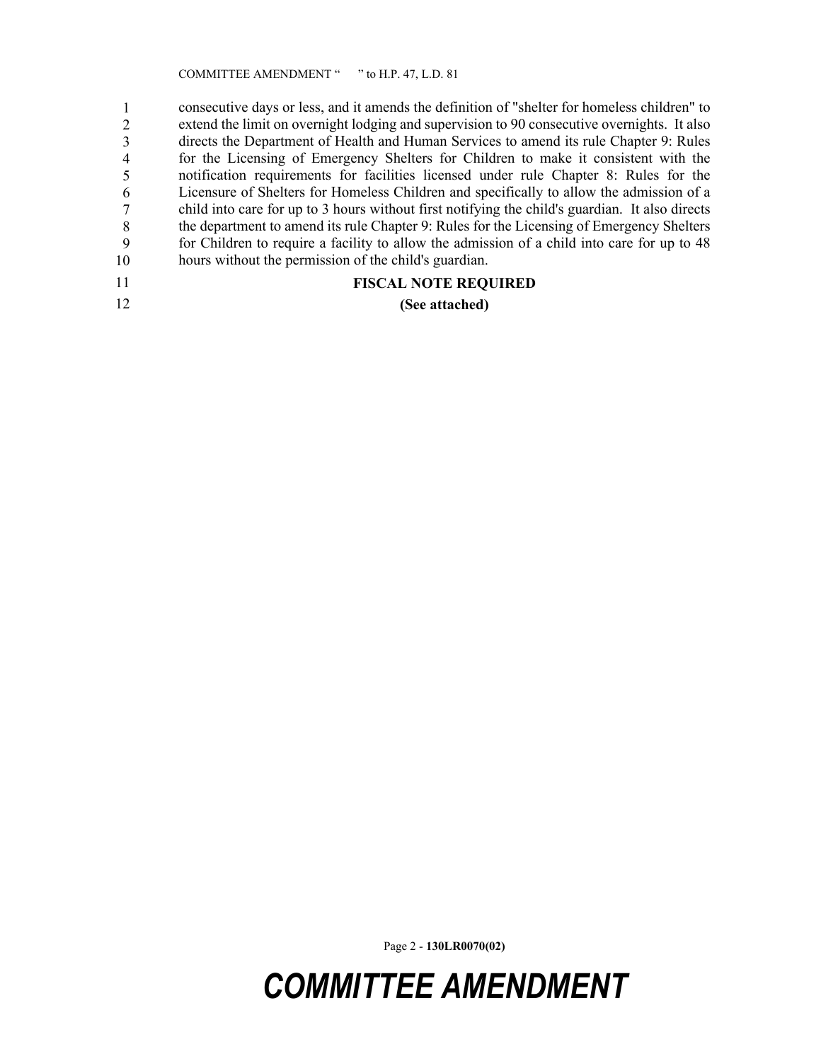consecutive days or less, and it amends the definition of "shelter for homeless children" to extend the limit on overnight lodging and supervision to 90 consecutive overnights. It also directs the Department of Health and Human Services to amend its rule Chapter 9: Rules for the Licensing of Emergency Shelters for Children to make it consistent with the notification requirements for facilities licensed under rule Chapter 8: Rules for the Licensure of Shelters for Homeless Children and specifically to allow the admission of a child into care for up to 3 hours without first notifying the child's guardian. It also directs the department to amend its rule Chapter 9: Rules for the Licensing of Emergency Shelters for Children to require a facility to allow the admission of a child into care for up to 48 hours without the permission of the child's guardian.

**FISCAL NOTE REQUIRED**

**(See attached)**